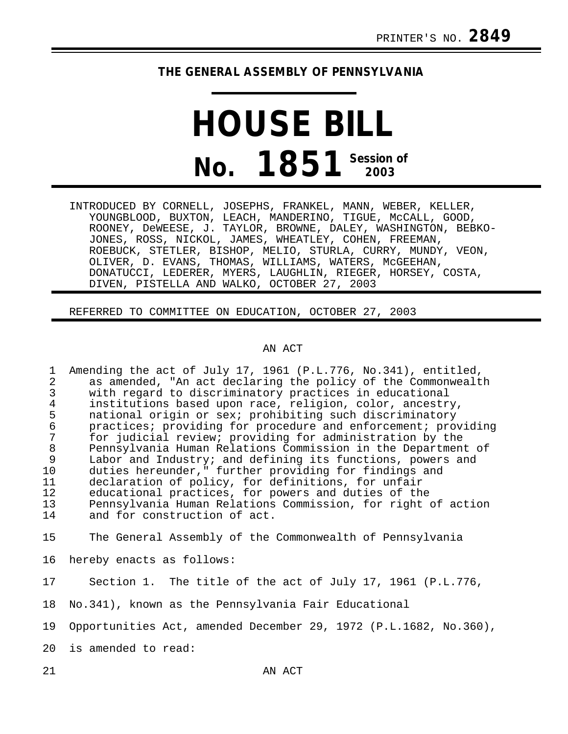PRINTER'S NO. **2849**

**THE GENERAL ASSEMBLY OF PENNSYLVANIA**

# HOUSE BILL

# No. 1851 Session of 2003

INTRODUCED BY CORNELL, JOSEPHS, FRANKEL, MANN, WEBER, KELLER, YOUNGBLOOD, BUXTON, LEACH, MANDERINO, TIGUE, McCALL, GOOD, ROONEY, DeWEESE, J. TAYLOR, BROWNE, DALEY, WASHINGTON, BEBKO-JONES, ROSS, NICKOL, JAMES, WHEATLEY, COHEN, FREEMAN, ROEBUCK, STETLER, BISHOP, MELIO, STURLA, CURRY, MUNDY, VEON, OLIVER, D. EVANS, THOMAS, WILLIAMS, WATERS, McGEEHAN, DONATUCCI, LEDERER, MYERS, LAUGHLIN, RIEGER, HORSEY, COSTA, DIVEN, PISTELLA AND WALKO, OCTOBER 27, 2003

REFERRED TO COMMITTEE ON EDUCATION, OCTOBER 27, 2003

AN ACT

1 Amending the act of July 17, 1961 (P.L.776, No.341), entitled,
2 as amended, "An act declaring the policy of the Commonwealth
3 with regard to discriminatory practices in educational
4 institutions based upon race, religion, color, ancestry,
5 national origin or sex; prohibiting such discriminatory
6 practices; providing for procedure and enforcement; providing
7 for judicial review; providing for administration by the
8 Pennsylvania Human Relations Commission in the Department of
9 Labor and Industry; and defining its functions, powers and
10 duties hereunder," further providing for findings and
11 declaration of policy, for definitions, for unfair
12 educational practices, for powers and duties of the
13 Pennsylvania Human Relations Commission, for right of action
14 and for construction of act.

15 The General Assembly of the Commonwealth of Pennsylvania
16 hereby enacts as follows:

17 Section 1. The title of the act of July 17, 1961 (P.L.776,
18 No.341), known as the Pennsylvania Fair Educational
19 Opportunities Act, amended December 29, 1972 (P.L.1682, No.360),
20 is amended to read:

21 AN ACT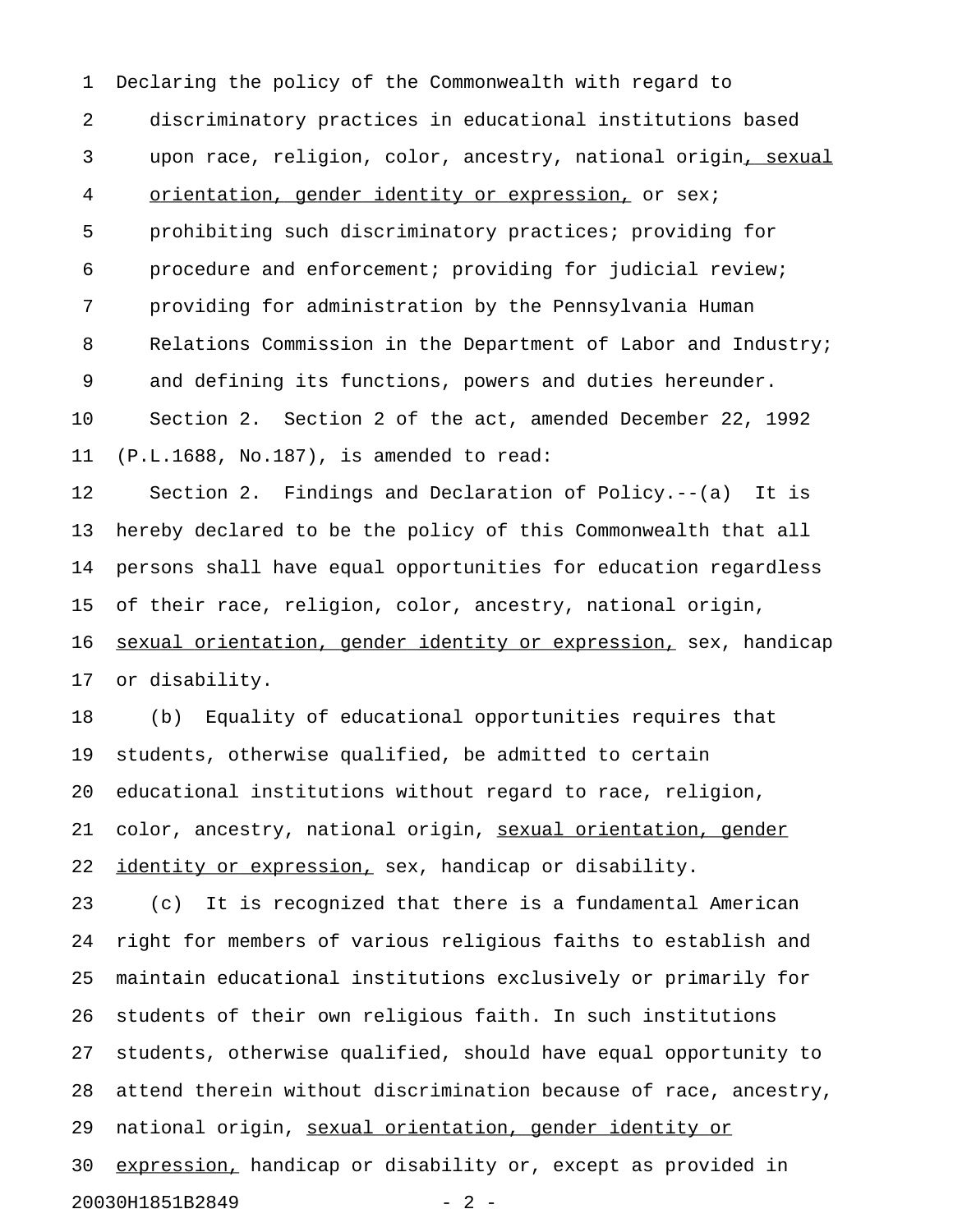Declaring the policy of the Commonwealth with regard to discriminatory practices in educational institutions based upon race, religion, color, ancestry, national origin<u>, sexual orientation, gender identity or expression,</u> or sex; prohibiting such discriminatory practices; providing for procedure and enforcement; providing for judicial review; providing for administration by the Pennsylvania Human Relations Commission in the Department of Labor and Industry; and defining its functions, powers and duties hereunder.

Section 2. Section 2 of the act, amended December 22, 1992 (P.L.1688, No.187), is amended to read:

Section 2. Findings and Declaration of Policy.--(a) It is hereby declared to be the policy of this Commonwealth that all persons shall have equal opportunities for education regardless of their race, religion, color, ancestry, national origin, <u>sexual orientation, gender identity or expression,</u> sex, handicap or disability.

(b) Equality of educational opportunities requires that students, otherwise qualified, be admitted to certain educational institutions without regard to race, religion, color, ancestry, national origin, <u>sexual orientation, gender identity or expression,</u> sex, handicap or disability.

(c) It is recognized that there is a fundamental American right for members of various religious faiths to establish and maintain educational institutions exclusively or primarily for students of their own religious faith. In such institutions students, otherwise qualified, should have equal opportunity to attend therein without discrimination because of race, ancestry, national origin, <u>sexual orientation, gender identity or expression,</u> handicap or disability or, except as provided in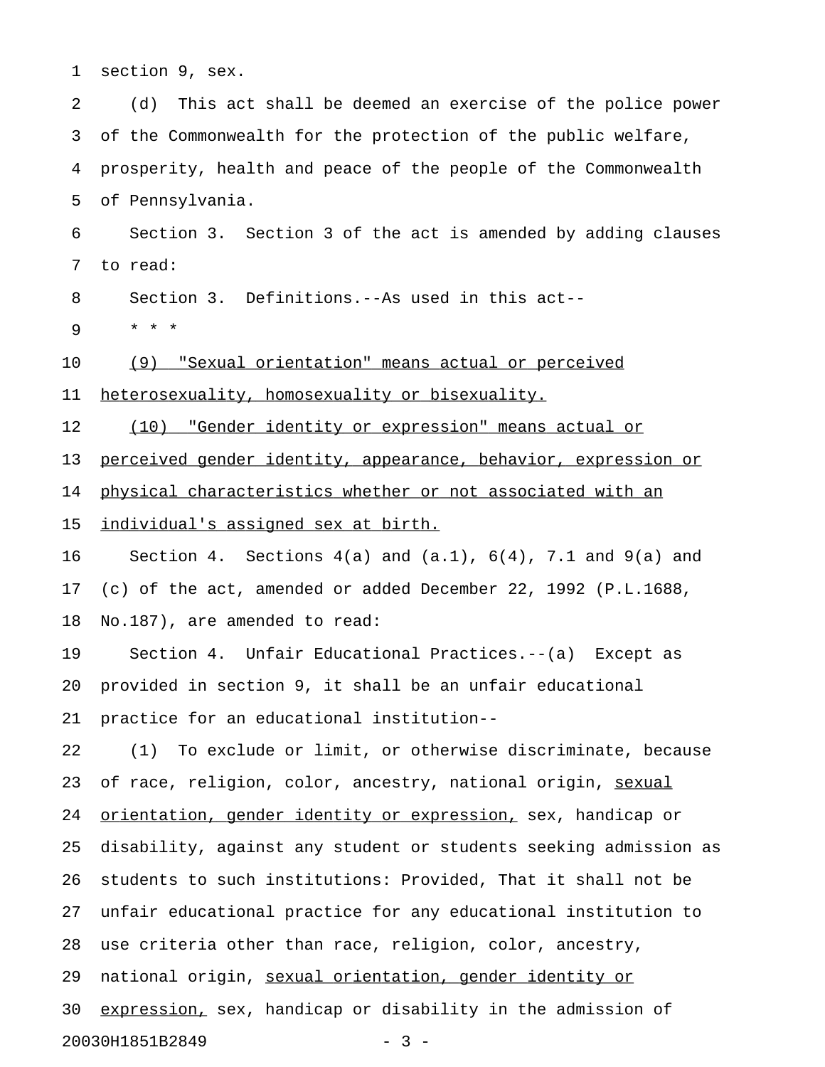section 9, sex.

(d) This act shall be deemed an exercise of the police power of the Commonwealth for the protection of the public welfare, prosperity, health and peace of the people of the Commonwealth of Pennsylvania.

Section 3. Section 3 of the act is amended by adding clauses to read:

Section 3. Definitions.--As used in this act--

\* \* \*

<u>(9) "Sexual orientation" means actual or perceived heterosexuality, homosexuality or bisexuality.</u>

<u>(10) "Gender identity or expression" means actual or perceived gender identity, appearance, behavior, expression or physical characteristics whether or not associated with an individual's assigned sex at birth.</u>

Section 4. Sections 4(a) and (a.1), 6(4), 7.1 and 9(a) and (c) of the act, amended or added December 22, 1992 (P.L.1688, No.187), are amended to read:

Section 4. Unfair Educational Practices.--(a) Except as provided in section 9, it shall be an unfair educational practice for an educational institution--

(1) To exclude or limit, or otherwise discriminate, because of race, religion, color, ancestry, national origin, <u>sexual orientation, gender identity or expression,</u> sex, handicap or disability, against any student or students seeking admission as students to such institutions: Provided, That it shall not be unfair educational practice for any educational institution to use criteria other than race, religion, color, ancestry, national origin, <u>sexual orientation, gender identity or expression,</u> sex, handicap or disability in the admission of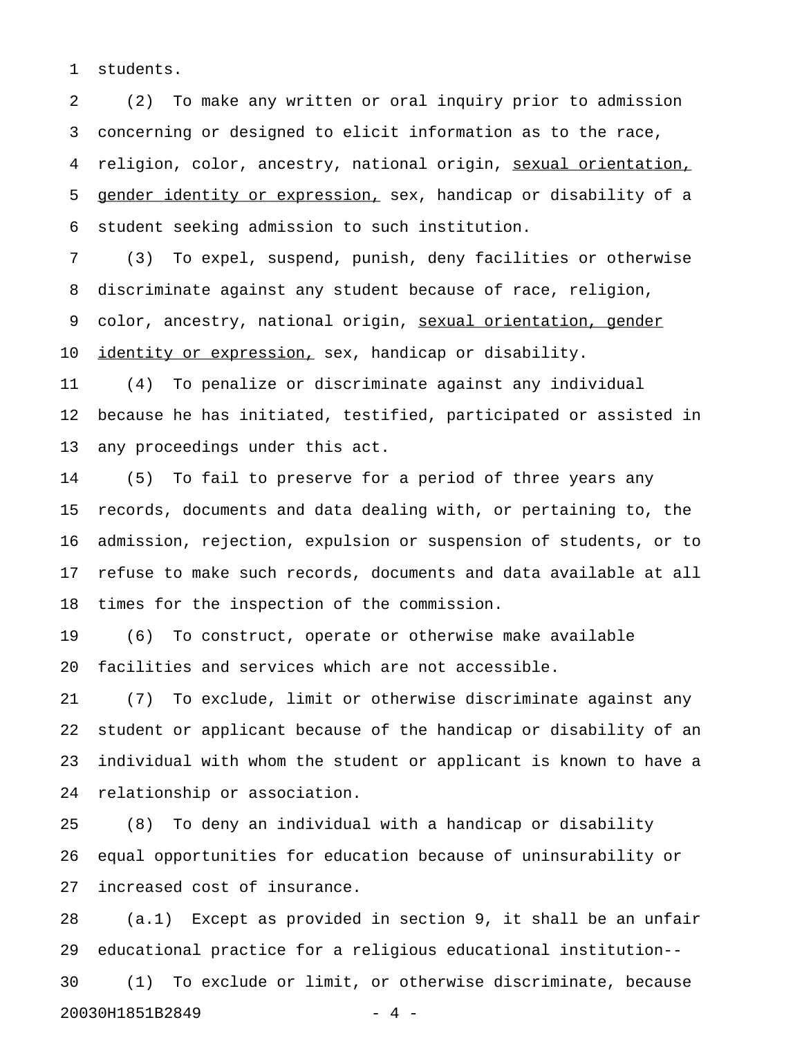students.

(2) To make any written or oral inquiry prior to admission concerning or designed to elicit information as to the race, religion, color, ancestry, national origin, <u>sexual orientation, gender identity or expression,</u> sex, handicap or disability of a student seeking admission to such institution.

(3) To expel, suspend, punish, deny facilities or otherwise discriminate against any student because of race, religion, color, ancestry, national origin, <u>sexual orientation, gender identity or expression,</u> sex, handicap or disability.

(4) To penalize or discriminate against any individual because he has initiated, testified, participated or assisted in any proceedings under this act.

(5) To fail to preserve for a period of three years any records, documents and data dealing with, or pertaining to, the admission, rejection, expulsion or suspension of students, or to refuse to make such records, documents and data available at all times for the inspection of the commission.

(6) To construct, operate or otherwise make available facilities and services which are not accessible.

(7) To exclude, limit or otherwise discriminate against any student or applicant because of the handicap or disability of an individual with whom the student or applicant is known to have a relationship or association.

(8) To deny an individual with a handicap or disability equal opportunities for education because of uninsurability or increased cost of insurance.

(a.1) Except as provided in section 9, it shall be an unfair educational practice for a religious educational institution--

(1) To exclude or limit, or otherwise discriminate, because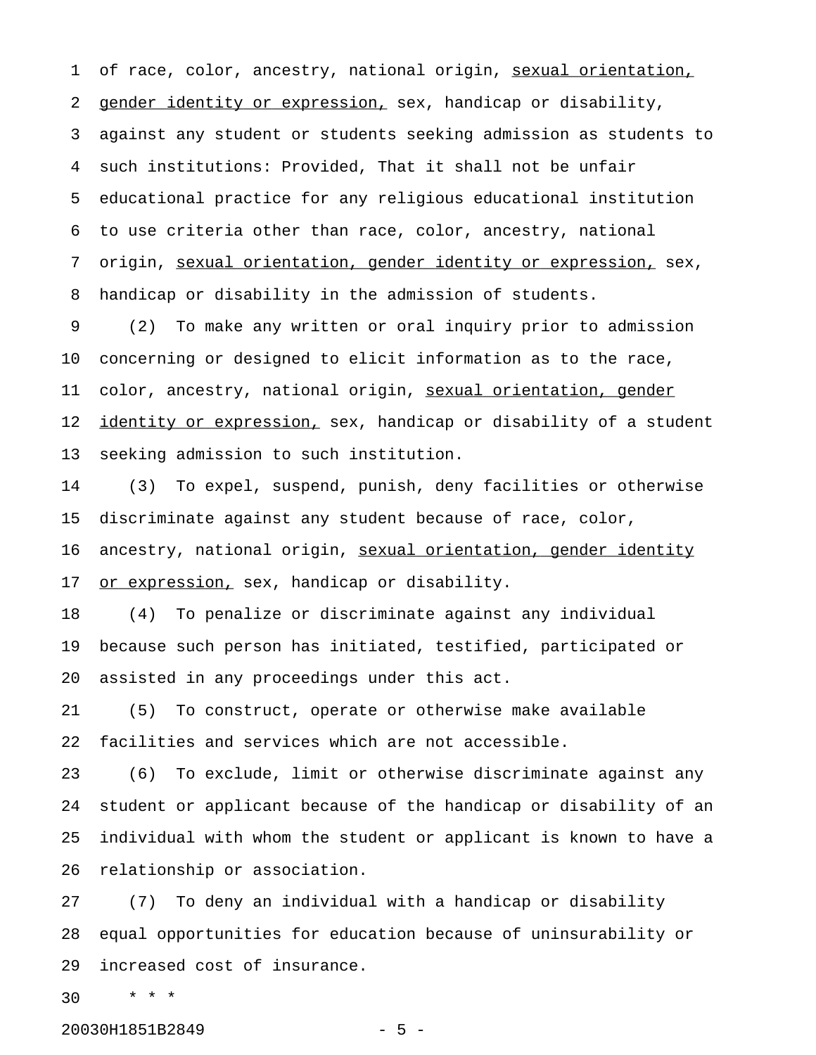of race, color, ancestry, national origin, <u>sexual orientation, gender identity or expression,</u> sex, handicap or disability, against any student or students seeking admission as students to such institutions: Provided, That it shall not be unfair educational practice for any religious educational institution to use criteria other than race, color, ancestry, national origin, <u>sexual orientation, gender identity or expression,</u> sex, handicap or disability in the admission of students.

(2) To make any written or oral inquiry prior to admission concerning or designed to elicit information as to the race, color, ancestry, national origin, <u>sexual orientation, gender identity or expression,</u> sex, handicap or disability of a student seeking admission to such institution.

(3) To expel, suspend, punish, deny facilities or otherwise discriminate against any student because of race, color, ancestry, national origin, <u>sexual orientation, gender identity or expression,</u> sex, handicap or disability.

(4) To penalize or discriminate against any individual because such person has initiated, testified, participated or assisted in any proceedings under this act.

(5) To construct, operate or otherwise make available facilities and services which are not accessible.

(6) To exclude, limit or otherwise discriminate against any student or applicant because of the handicap or disability of an individual with whom the student or applicant is known to have a relationship or association.

(7) To deny an individual with a handicap or disability equal opportunities for education because of uninsurability or increased cost of insurance.

\* \* \*

20030H1851B2849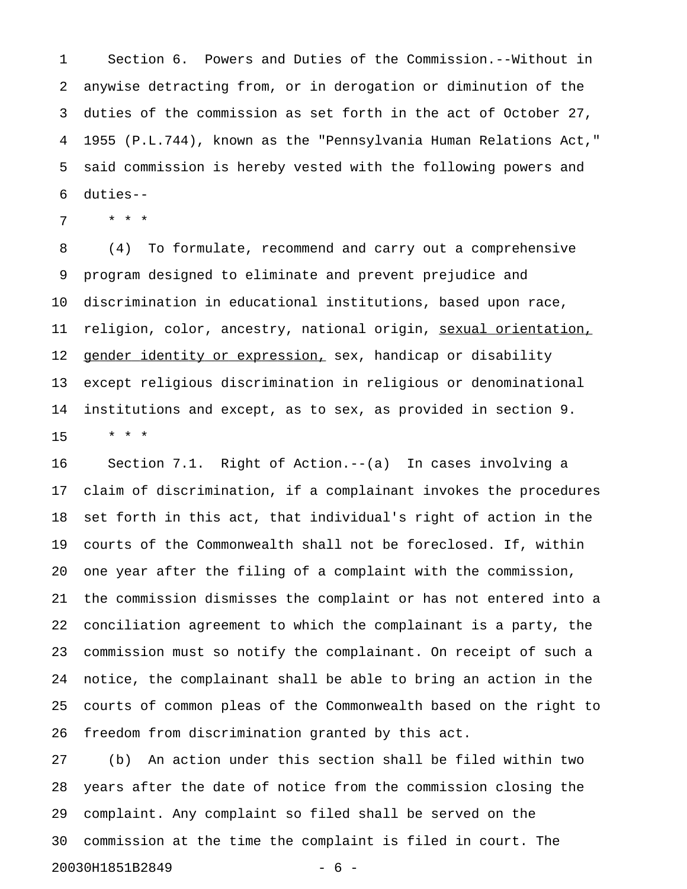Section 6. Powers and Duties of the Commission.--Without in anywise detracting from, or in derogation or diminution of the duties of the commission as set forth in the act of October 27, 1955 (P.L.744), known as the "Pennsylvania Human Relations Act," said commission is hereby vested with the following powers and duties--

\* \* \*

(4) To formulate, recommend and carry out a comprehensive program designed to eliminate and prevent prejudice and discrimination in educational institutions, based upon race, religion, color, ancestry, national origin, <u>sexual orientation, gender identity or expression,</u> sex, handicap or disability except religious discrimination in religious or denominational institutions and except, as to sex, as provided in section 9.

\* \* \*

Section 7.1. Right of Action.--(a) In cases involving a claim of discrimination, if a complainant invokes the procedures set forth in this act, that individual's right of action in the courts of the Commonwealth shall not be foreclosed. If, within one year after the filing of a complaint with the commission, the commission dismisses the complaint or has not entered into a conciliation agreement to which the complainant is a party, the commission must so notify the complainant. On receipt of such a notice, the complainant shall be able to bring an action in the courts of common pleas of the Commonwealth based on the right to freedom from discrimination granted by this act.

(b) An action under this section shall be filed within two years after the date of notice from the commission closing the complaint. Any complaint so filed shall be served on the commission at the time the complaint is filed in court. The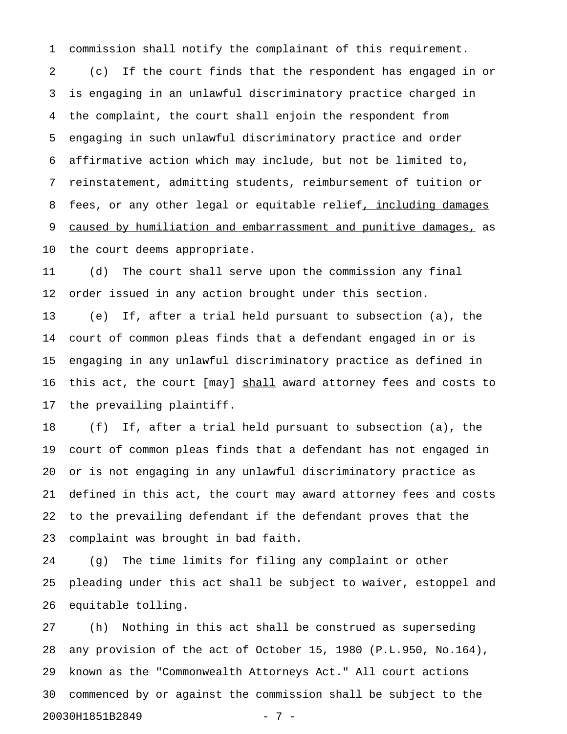commission shall notify the complainant of this requirement.

(c) If the court finds that the respondent has engaged in or is engaging in an unlawful discriminatory practice charged in the complaint, the court shall enjoin the respondent from engaging in such unlawful discriminatory practice and order affirmative action which may include, but not be limited to, reinstatement, admitting students, reimbursement of tuition or fees, or any other legal or equitable relief<u>, including damages caused by humiliation and embarrassment and punitive damages,</u> as the court deems appropriate.

(d) The court shall serve upon the commission any final order issued in any action brought under this section.

(e) If, after a trial held pursuant to subsection (a), the court of common pleas finds that a defendant engaged in or is engaging in any unlawful discriminatory practice as defined in this act, the court [may] <u>shall</u> award attorney fees and costs to the prevailing plaintiff.

(f) If, after a trial held pursuant to subsection (a), the court of common pleas finds that a defendant has not engaged in or is not engaging in any unlawful discriminatory practice as defined in this act, the court may award attorney fees and costs to the prevailing defendant if the defendant proves that the complaint was brought in bad faith.

(g) The time limits for filing any complaint or other pleading under this act shall be subject to waiver, estoppel and equitable tolling.

(h) Nothing in this act shall be construed as superseding any provision of the act of October 15, 1980 (P.L.950, No.164), known as the "Commonwealth Attorneys Act." All court actions commenced by or against the commission shall be subject to the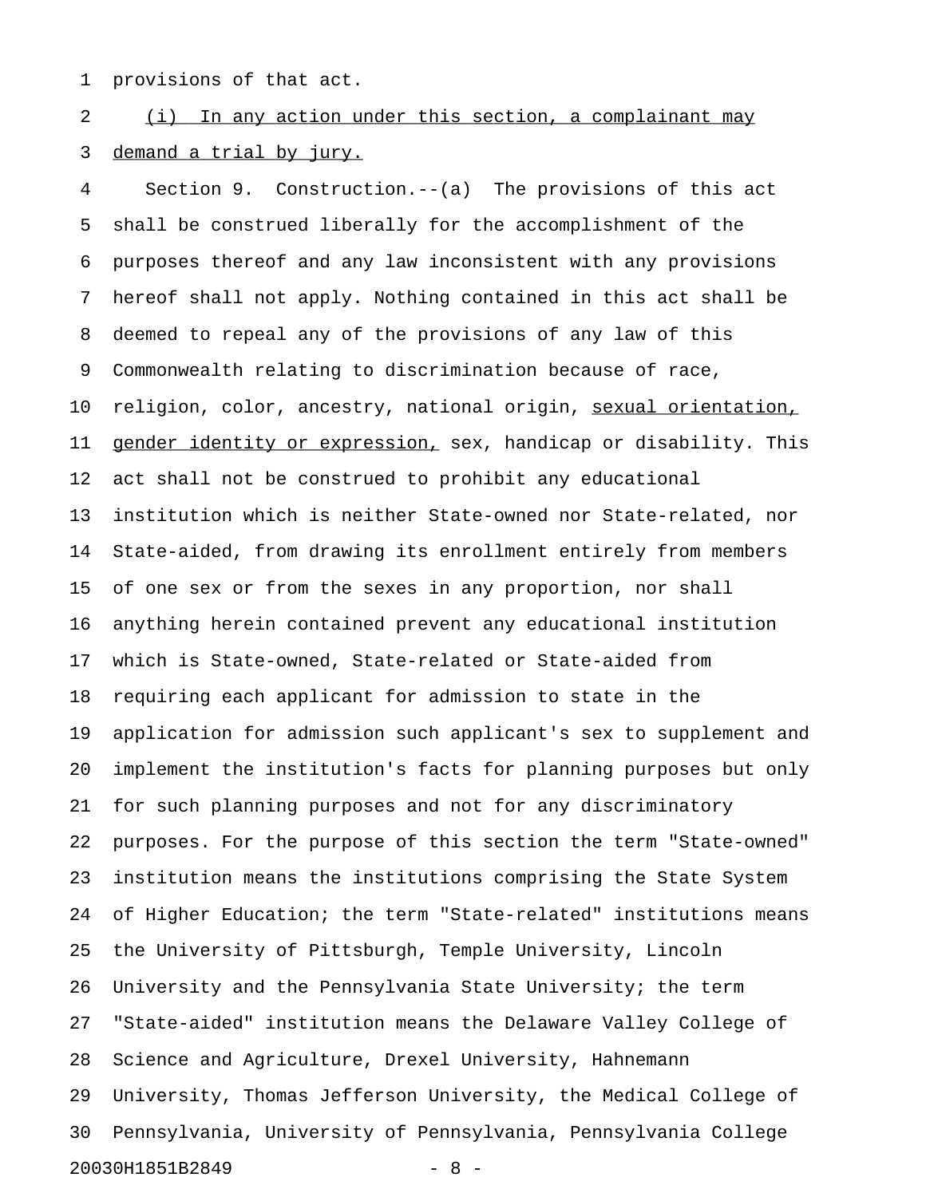provisions of that act.

(i) In any action under this section, a complainant may demand a trial by jury.

Section 9. Construction.--(a) The provisions of this act shall be construed liberally for the accomplishment of the purposes thereof and any law inconsistent with any provisions hereof shall not apply. Nothing contained in this act shall be deemed to repeal any of the provisions of any law of this Commonwealth relating to discrimination because of race, religion, color, ancestry, national origin, sexual orientation, gender identity or expression, sex, handicap or disability. This act shall not be construed to prohibit any educational institution which is neither State-owned nor State-related, nor State-aided, from drawing its enrollment entirely from members of one sex or from the sexes in any proportion, nor shall anything herein contained prevent any educational institution which is State-owned, State-related or State-aided from requiring each applicant for admission to state in the application for admission such applicant's sex to supplement and implement the institution's facts for planning purposes but only for such planning purposes and not for any discriminatory purposes. For the purpose of this section the term "State-owned" institution means the institutions comprising the State System of Higher Education; the term "State-related" institutions means the University of Pittsburgh, Temple University, Lincoln University and the Pennsylvania State University; the term "State-aided" institution means the Delaware Valley College of Science and Agriculture, Drexel University, Hahnemann University, Thomas Jefferson University, the Medical College of Pennsylvania, University of Pennsylvania, Pennsylvania College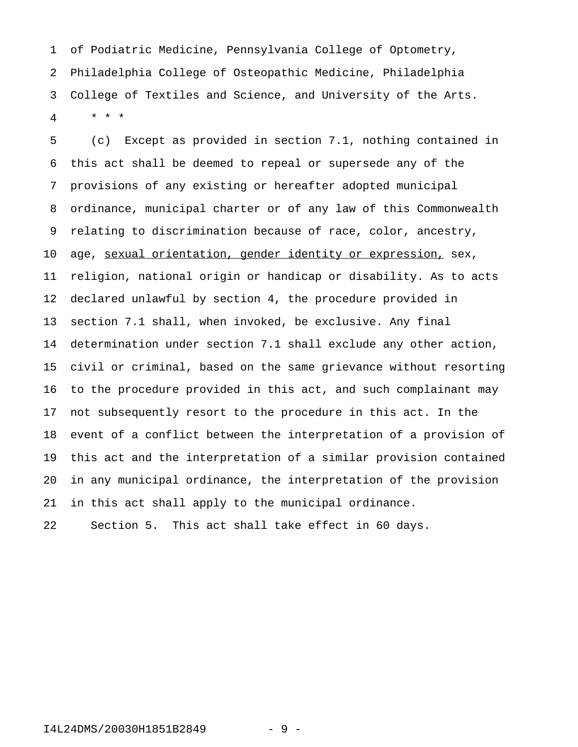of Podiatric Medicine, Pennsylvania College of Optometry, Philadelphia College of Osteopathic Medicine, Philadelphia College of Textiles and Science, and University of the Arts.

\* \* \*

(c) Except as provided in section 7.1, nothing contained in this act shall be deemed to repeal or supersede any of the provisions of any existing or hereafter adopted municipal ordinance, municipal charter or of any law of this Commonwealth relating to discrimination because of race, color, ancestry, age, <u>sexual orientation, gender identity or expression,</u> sex, religion, national origin or handicap or disability. As to acts declared unlawful by section 4, the procedure provided in section 7.1 shall, when invoked, be exclusive. Any final determination under section 7.1 shall exclude any other action, civil or criminal, based on the same grievance without resorting to the procedure provided in this act, and such complainant may not subsequently resort to the procedure in this act. In the event of a conflict between the interpretation of a provision of this act and the interpretation of a similar provision contained in any municipal ordinance, the interpretation of the provision in this act shall apply to the municipal ordinance.

Section 5. This act shall take effect in 60 days.